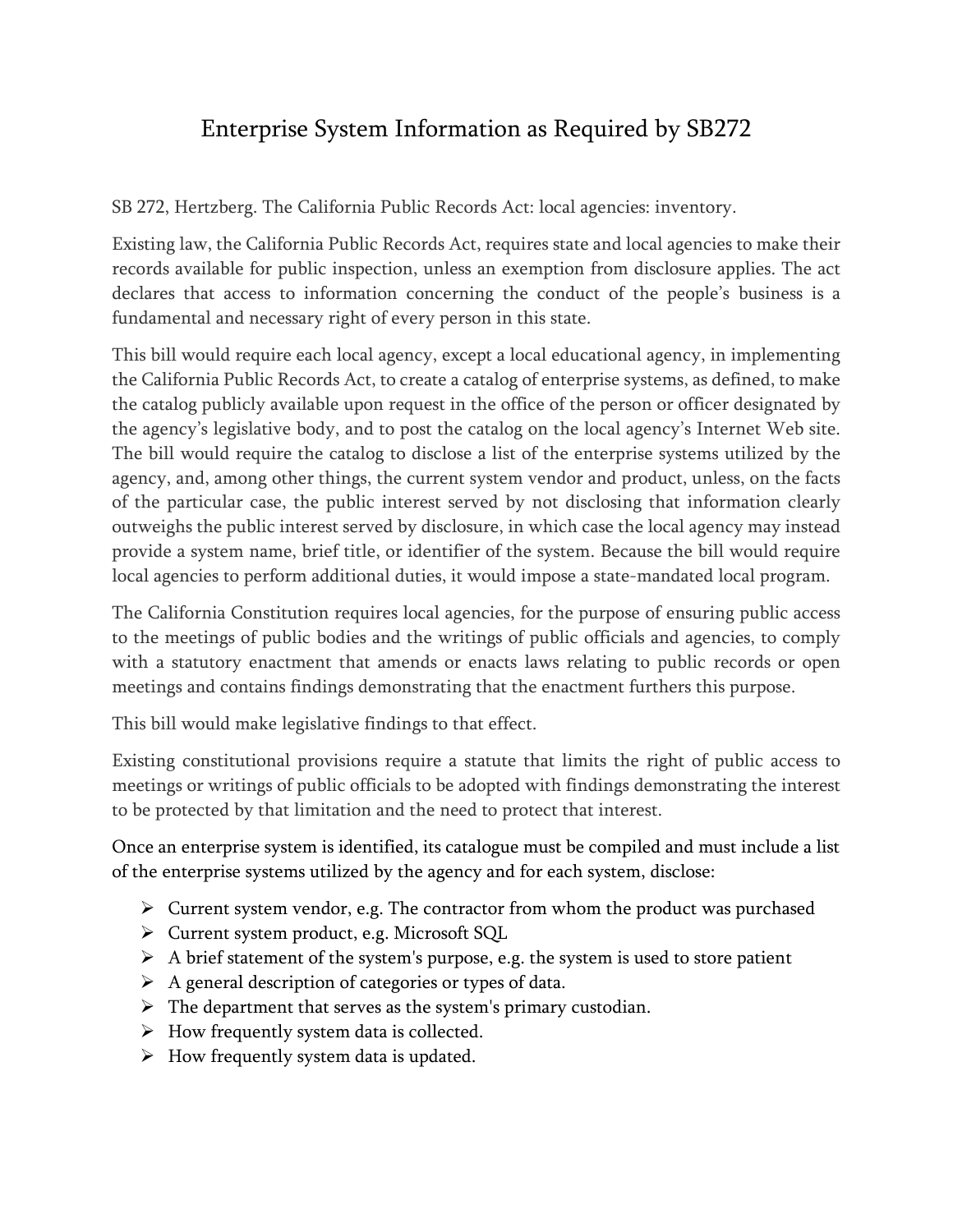# Enterprise System Information as Required by SB272

SB 272, Hertzberg. The California Public Records Act: local agencies: inventory.

Existing law, the California Public Records Act, requires state and local agencies to make their records available for public inspection, unless an exemption from disclosure applies. The act declares that access to information concerning the conduct of the people's business is a fundamental and necessary right of every person in this state.

This bill would require each local agency, except a local educational agency, in implementing the California Public Records Act, to create a catalog of enterprise systems, as defined, to make the catalog publicly available upon request in the office of the person or officer designated by the agency's legislative body, and to post the catalog on the local agency's Internet Web site. The bill would require the catalog to disclose a list of the enterprise systems utilized by the agency, and, among other things, the current system vendor and product, unless, on the facts of the particular case, the public interest served by not disclosing that information clearly outweighs the public interest served by disclosure, in which case the local agency may instead provide a system name, brief title, or identifier of the system. Because the bill would require local agencies to perform additional duties, it would impose a state-mandated local program.

The California Constitution requires local agencies, for the purpose of ensuring public access to the meetings of public bodies and the writings of public officials and agencies, to comply with a statutory enactment that amends or enacts laws relating to public records or open meetings and contains findings demonstrating that the enactment furthers this purpose.

This bill would make legislative findings to that effect.

Existing constitutional provisions require a statute that limits the right of public access to meetings or writings of public officials to be adopted with findings demonstrating the interest to be protected by that limitation and the need to protect that interest.

Once an enterprise system is identified, its catalogue must be compiled and must include a list of the enterprise systems utilized by the agency and for each system, disclose:

- Current system vendor, e.g. The contractor from whom the product was purchased
- Current system product, e.g. Microsoft SQL
- A brief statement of the system's purpose, e.g. the system is used to store patient
- A general description of categories or types of data.
- The department that serves as the system's primary custodian.
- How frequently system data is collected.
- How frequently system data is updated.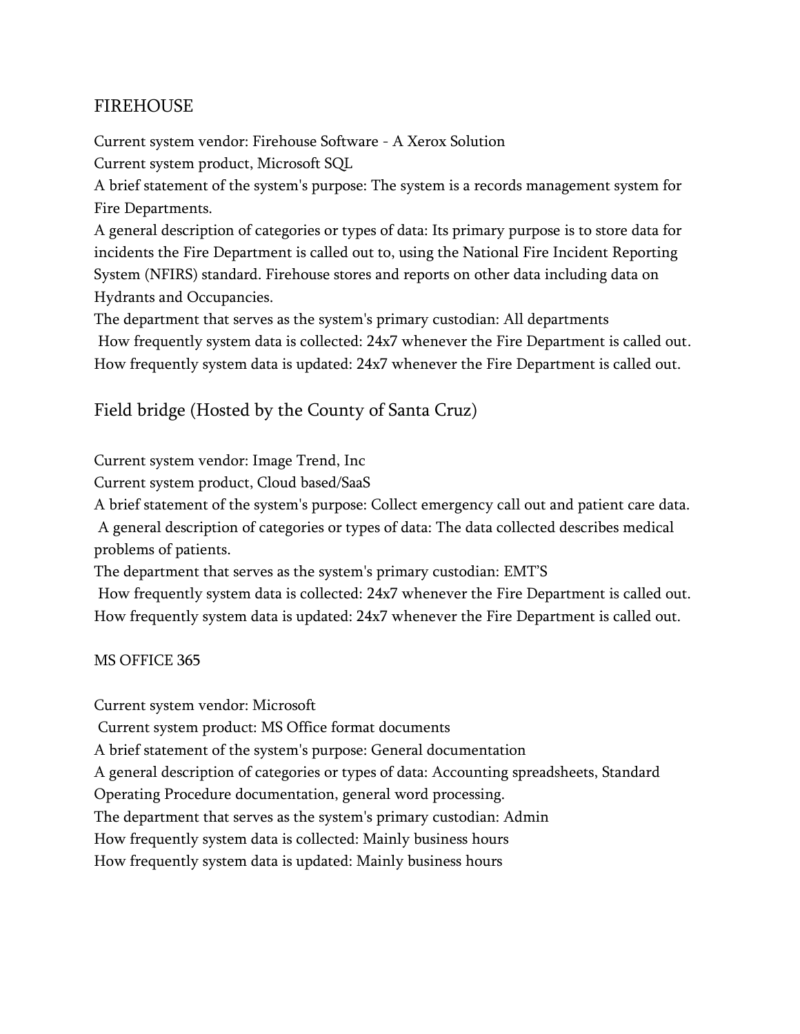## FIREHOUSE

Current system vendor: Firehouse Software - A Xerox Solution

Current system product, Microsoft SQL

A brief statement of the system's purpose: The system is a records management system for Fire Departments.

A general description of categories or types of data: Its primary purpose is to store data for incidents the Fire Department is called out to, using the National Fire Incident Reporting System (NFIRS) standard. Firehouse stores and reports on other data including data on Hydrants and Occupancies.

The department that serves as the system's primary custodian: All departments

How frequently system data is collected: 24x7 whenever the Fire Department is called out.

How frequently system data is updated: 24x7 whenever the Fire Department is called out.

## Field bridge (Hosted by the County of Santa Cruz)

Current system vendor: Image Trend, Inc

Current system product, Cloud based/SaaS

A brief statement of the system's purpose: Collect emergency call out and patient care data.

A general description of categories or types of data: The data collected describes medical problems of patients.

The department that serves as the system's primary custodian: EMT'S

How frequently system data is collected: 24x7 whenever the Fire Department is called out.

How frequently system data is updated: 24x7 whenever the Fire Department is called out.

## MS OFFICE 365

Current system vendor: Microsoft

Current system product: MS Office format documents

A brief statement of the system's purpose: General documentation

A general description of categories or types of data: Accounting spreadsheets, Standard Operating Procedure documentation, general word processing.

The department that serves as the system's primary custodian: Admin

How frequently system data is collected: Mainly business hours

How frequently system data is updated: Mainly business hours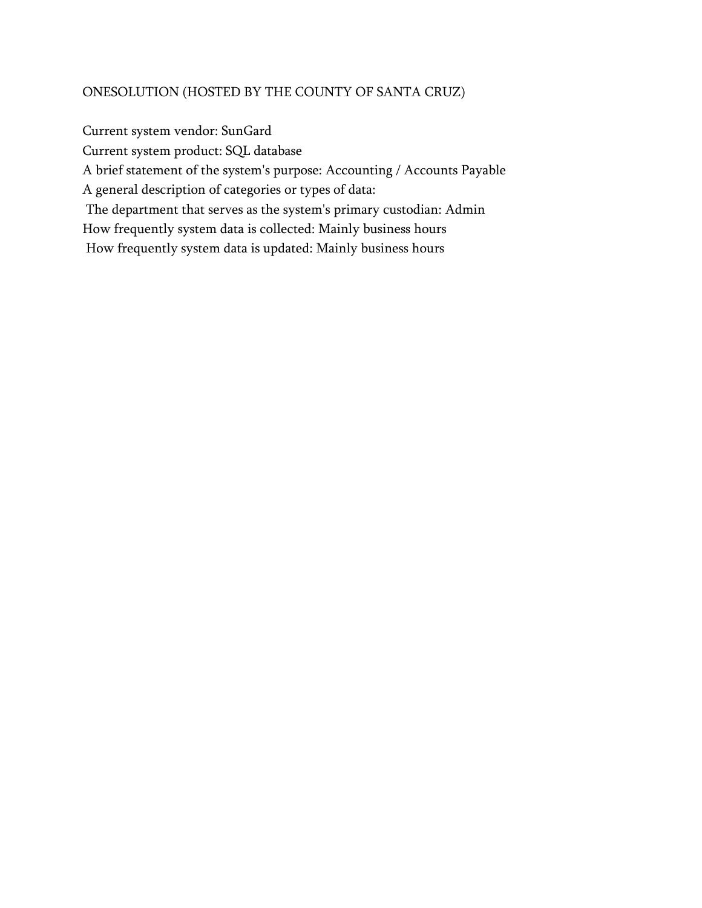ONESOLUTION (HOSTED BY THE COUNTY OF SANTA CRUZ)

Current system vendor: SunGard

Current system product: SQL database

A brief statement of the system's purpose: Accounting / Accounts Payable

A general description of categories or types of data:

The department that serves as the system's primary custodian: Admin

How frequently system data is collected: Mainly business hours

How frequently system data is updated: Mainly business hours